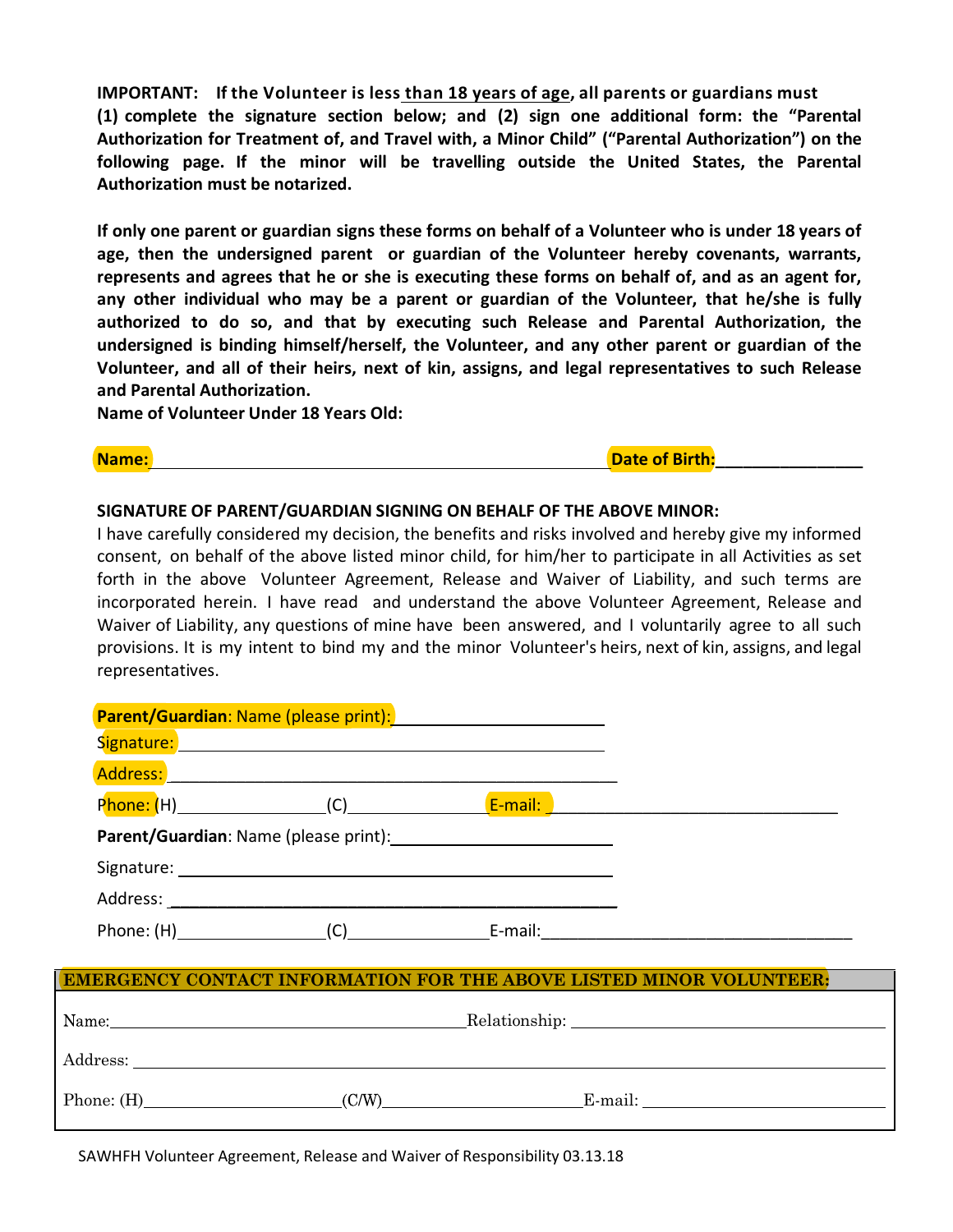**IMPORTANT: If the Volunteer is less than 18 years of age, all parents or guardians must (1) complete the signature section below; and (2) sign one additional form: the "Parental Authorization for Treatment of, and Travel with, a Minor Child" ("Parental Authorization") on the following page. If the minor will be travelling outside the United States, the Parental Authorization must be notarized.**

**If only one parent or guardian signs these forms on behalf of a Volunteer who is under 18 years of age, then the undersigned parent or guardian of the Volunteer hereby covenants, warrants, represents and agrees that he or she is executing these forms on behalf of, and as an agent for, any other individual who may be a parent or guardian of the Volunteer, that he/she is fully authorized to do so, and that by executing such Release and Parental Authorization, the undersigned is binding himself/herself, the Volunteer, and any other parent or guardian of the Volunteer, and all of their heirs, next of kin, assigns, and legal representatives to such Release and Parental Authorization.**

**Name of Volunteer Under 18 Years Old:**

**Name:** ______________________________________________ **Date of Birth:** ________________

**SIGNATURE OF PARENT/GUARDIAN SIGNING ON BEHALF OF THE ABOVE MINOR:**

I have carefully considered my decision, the benefits and risks involved and hereby give my informed consent, on behalf of the above listed minor child, for him/her to participate in all Activities as set forth in the above Volunteer Agreement, Release and Waiver of Liability, and such terms are incorporated herein. I have read and understand the above Volunteer Agreement, Release and Waiver of Liability, any questions of mine have been answered, and I voluntarily agree to all such provisions. It is my intent to bind my and the minor Volunteer's heirs, next of kin, assigns, and legal representatives.

**Parent/Guardian**: Name (please print): ______________________

Signature: ______________________________________________

Address: ______________________________________________

Phone: (H)________________ (C)________________ E-mail: ______________________________

**Parent/Guardian**: Name (please print): ______________________

Signature: ______________________________________________

Address: ______________________________________________

Phone: (H)________________ (C)________________ E-mail: ______________________________

**EMERGENCY CONTACT INFORMATION FOR THE ABOVE LISTED MINOR VOLUNTEER:**

Name: ______________________________________ Relationship: ______________________________

Address: ______________________________________________________________________________

Phone: (H)______________________ (C/W)______________________ E-mail: ______________________

SAWHFH Volunteer Agreement, Release and Waiver of Responsibility 03.13.18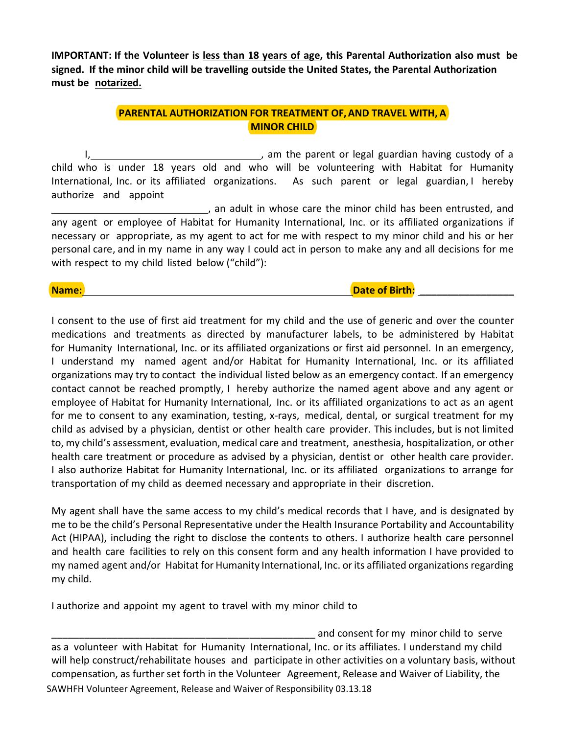**IMPORTANT: If the Volunteer is less than 18 years of age, this Parental Authorization also must be signed. If the minor child will be travelling outside the United States, the Parental Authorization must be notarized.**

## PARENTAL AUTHORIZATION FOR TREATMENT OF, AND TRAVEL WITH, A MINOR CHILD

I,_______________________________, am the parent or legal guardian having custody of a child who is under 18 years old and who will be volunteering with Habitat for Humanity International, Inc. or its affiliated organizations. As such parent or legal guardian, I hereby authorize and appoint ___________________________, an adult in whose care the minor child has been entrusted, and any agent or employee of Habitat for Humanity International, Inc. or its affiliated organizations if necessary or appropriate, as my agent to act for me with respect to my minor child and his or her personal care, and in my name in any way I could act in person to make any and all decisions for me with respect to my child listed below ("child"):

**Name:**_______________________________________________ **Date of Birth:** _________________

I consent to the use of first aid treatment for my child and the use of generic and over the counter medications and treatments as directed by manufacturer labels, to be administered by Habitat for Humanity International, Inc. or its affiliated organizations or first aid personnel. In an emergency, I understand my named agent and/or Habitat for Humanity International, Inc. or its affiliated organizations may try to contact the individual listed below as an emergency contact. If an emergency contact cannot be reached promptly, I hereby authorize the named agent above and any agent or employee of Habitat for Humanity International, Inc. or its affiliated organizations to act as an agent for me to consent to any examination, testing, x-rays, medical, dental, or surgical treatment for my child as advised by a physician, dentist or other health care provider. This includes, but is not limited to, my child's assessment, evaluation, medical care and treatment, anesthesia, hospitalization, or other health care treatment or procedure as advised by a physician, dentist or other health care provider. I also authorize Habitat for Humanity International, Inc. or its affiliated organizations to arrange for transportation of my child as deemed necessary and appropriate in their discretion.

My agent shall have the same access to my child's medical records that I have, and is designated by me to be the child's Personal Representative under the Health Insurance Portability and Accountability Act (HIPAA), including the right to disclose the contents to others. I authorize health care personnel and health care facilities to rely on this consent form and any health information I have provided to my named agent and/or Habitat for Humanity International, Inc. or its affiliated organizations regarding my child.

I authorize and appoint my agent to travel with my minor child to

_________________________________________________ and consent for my minor child to serve as a volunteer with Habitat for Humanity International, Inc. or its affiliates. I understand my child will help construct/rehabilitate houses and participate in other activities on a voluntary basis, without compensation, as further set forth in the Volunteer Agreement, Release and Waiver of Liability, the

SAWHFH Volunteer Agreement, Release and Waiver of Responsibility 03.13.18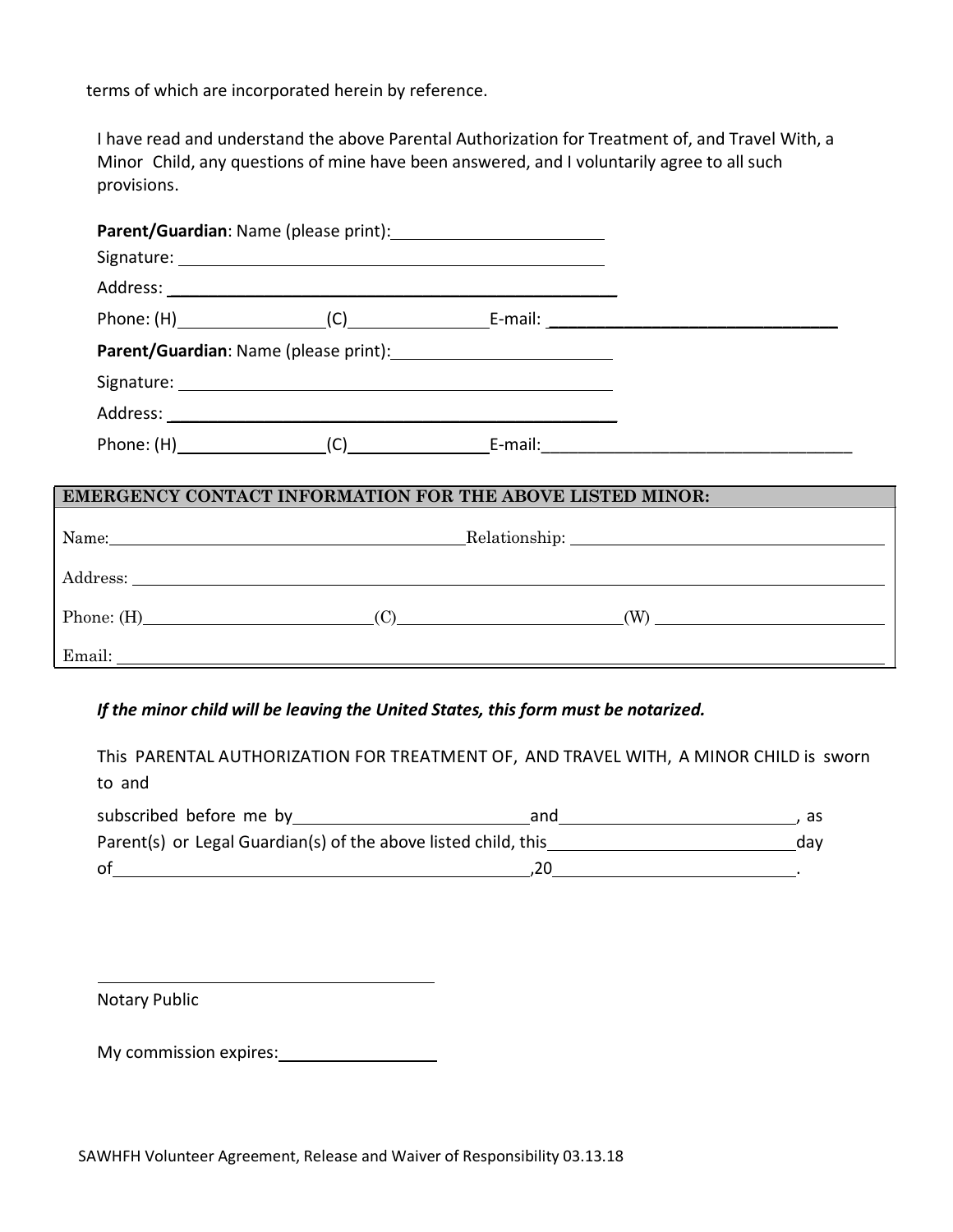terms of which are incorporated herein by reference.

I have read and understand the above Parental Authorization for Treatment of, and Travel With, a Minor Child, any questions of mine have been answered, and I voluntarily agree to all such provisions.

**Parent/Guardian**: Name (please print): ______________________

Signature: ______________________________________________

Address: ______________________________________________

Phone: (H)_______________(C)_______________E-mail: ______________________________

**Parent/Guardian**: Name (please print): ______________________

Signature: ______________________________________________

Address: ______________________________________________

Phone: (H)_______________(C)_______________E-mail: ______________________________

| EMERGENCY CONTACT INFORMATION FOR THE ABOVE LISTED MINOR: |
|---|
| Name:________________________________ Relationship: ________________________________ |
| Address: ________________________________________________________________ |
| Phone: (H)______________________(C)______________________(W) ______________________ |
| Email: ________________________________________________________________ |

***If the minor child will be leaving the United States, this form must be notarized.***

This PARENTAL AUTHORIZATION FOR TREATMENT OF, AND TRAVEL WITH, A MINOR CHILD is sworn to and

subscribed before me by________________________and________________________, as Parent(s) or Legal Guardian(s) of the above listed child, this________________________day of________________________________________,20________________________.

____________________________________

Notary Public

My commission expires:________________

SAWHFH Volunteer Agreement, Release and Waiver of Responsibility 03.13.18